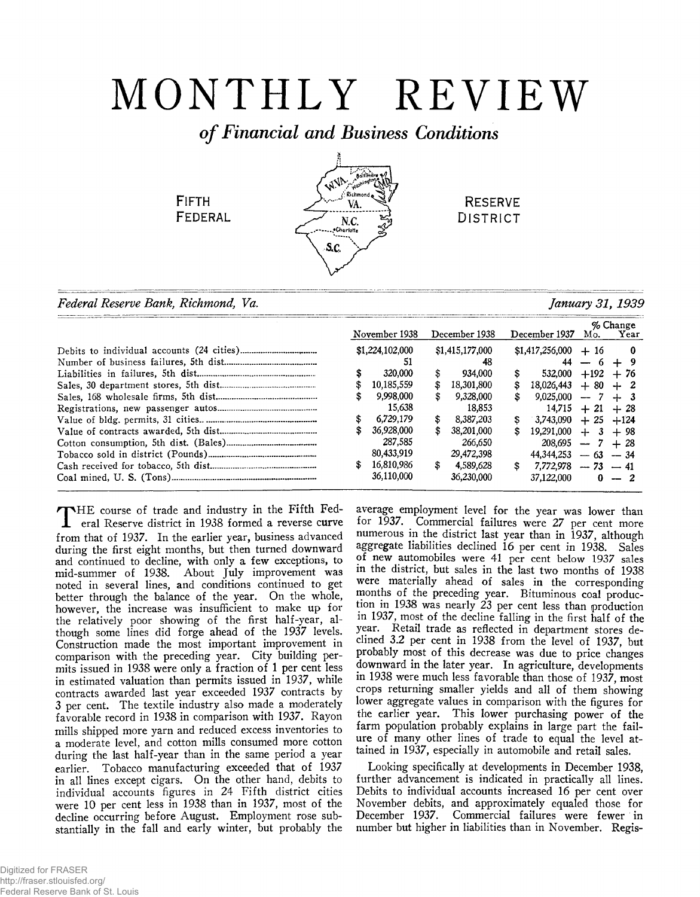# MONTHLY REVIEW

*of Financial and Business Conditions*

FIFTH FEDERAL RESERVE DISTRICT

*Federal Reserve Bank, Richmond, Va.* — *January 31, 1939*

| | November 1938 | December 1938 | December 1937 | % Change Mo. | % Change Year |
|---|---|---|---|---|---|
| Debits to individual accounts (24 cities) | $1,224,102,000 | $1,415,177,000 | $1,417,256,000 | + 16 | 0 |
| Number of business failures, 5th dist. | 51 | 48 | 44 | − 6 | + 9 |
| Liabilities in failures, 5th dist. | $ 320,000 | $ 934,000 | $ 532,000 | +192 | + 76 |
| Sales, 30 department stores, 5th dist. | $ 10,185,559 | $ 18,301,800 | $ 18,026,443 | + 80 | + 2 |
| Sales, 168 wholesale firms, 5th dist. | $ 9,998,000 | $ 9,328,000 | $ 9,025,000 | − 7 | + 3 |
| Registrations, new passenger autos | 15,638 | 18,853 | 14,715 | + 21 | + 28 |
| Value of bldg. permits, 31 cities | $ 6,729,179 | $ 8,387,203 | $ 3,743,090 | + 25 | +124 |
| Value of contracts awarded, 5th dist. | $ 36,928,000 | $ 38,201,000 | $ 19,291,000 | + 3 | + 98 |
| Cotton consumption, 5th dist. (Bales) | 287,585 | 266,650 | 208,695 | − 7 | + 28 |
| Tobacco sold in district (Pounds) | 80,433,919 | 29,472,398 | 44,344,253 | − 63 | − 34 |
| Cash received for tobacco, 5th dist. | $ 16,810,986 | $ 4,589,628 | $ 7,772,978 | − 73 | − 41 |
| Coal mined, U. S. (Tons) | 36,110,000 | 36,230,000 | 37,122,000 | 0 | − 2 |

THE course of trade and industry in the Fifth Federal Reserve district in 1938 formed a reverse curve from that of 1937. In the earlier year, business advanced during the first eight months, but then turned downward and continued to decline, with only a few exceptions, to mid-summer of 1938. About July improvement was noted in several lines, and conditions continued to get better through the balance of the year. On the whole, however, the increase was insufficient to make up for the relatively poor showing of the first half-year, although some lines did forge ahead of the 1937 levels. Construction made the most important improvement in comparison with the preceding year. City building permits issued in 1938 were only a fraction of 1 per cent less in estimated valuation than permits issued in 1937, while contracts awarded last year exceeded 1937 contracts by 3 per cent. The textile industry also made a moderately favorable record in 1938 in comparison with 1937. Rayon mills shipped more yarn and reduced excess inventories to a moderate level, and cotton mills consumed more cotton during the last half-year than in the same period a year earlier. Tobacco manufacturing exceeded that of 1937 in all lines except cigars. On the other hand, debits to individual accounts figures in 24 Fifth district cities were 10 per cent less in 1938 than in 1937, most of the decline occurring before August. Employment rose substantially in the fall and early winter, but probably the average employment level for the year was lower than for 1937. Commercial failures were 27 per cent more numerous in the district last year than in 1937, although aggregate liabilities declined 16 per cent in 1938. Sales of new automobiles were 41 per cent below 1937 sales in the district, but sales in the last two months of 1938 were materially ahead of sales in the corresponding months of the preceding year. Bituminous coal production in 1938 was nearly 23 per cent less than production in 1937, most of the decline falling in the first half of the year. Retail trade as reflected in department stores declined 3.2 per cent in 1938 from the level of 1937, but probably most of this decrease was due to price changes downward in the later year. In agriculture, developments in 1938 were much less favorable than those of 1937, most crops returning smaller yields and all of them showing lower aggregate values in comparison with the figures for the earlier year. This lower purchasing power of the farm population probably explains in large part the failure of many other lines of trade to equal the level attained in 1937, especially in automobile and retail sales.

Looking specifically at developments in December 1938, further advancement is indicated in practically all lines. Debits to individual accounts increased 16 per cent over November debits, and approximately equaled those for December 1937. Commercial failures were fewer in number but higher in liabilities than in November. Regis-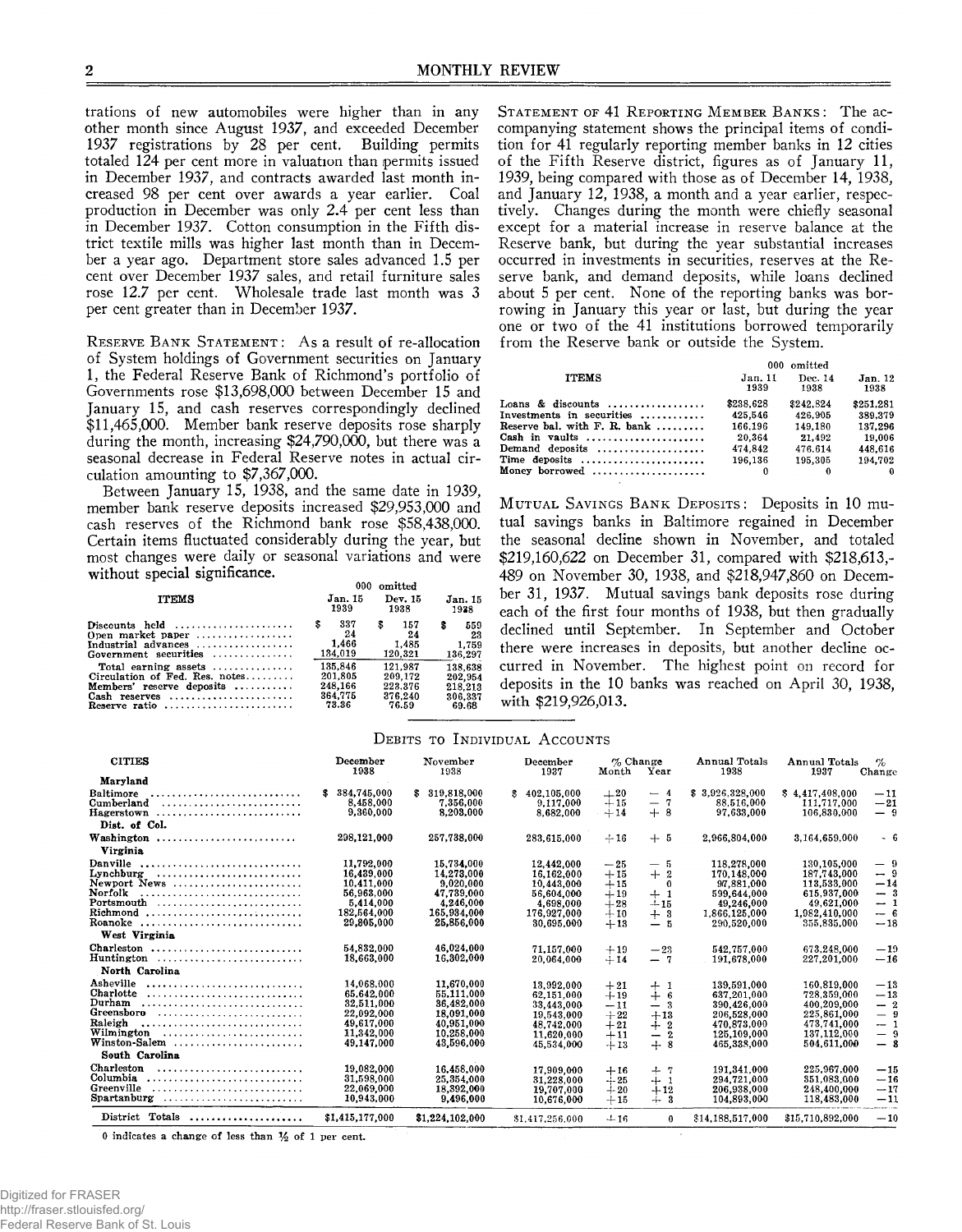trations of new automobiles were higher than in any other month since August 1937, and exceeded December 1937 registrations by 28 per cent. Building permits totaled 124 per cent more in valuation than permits issued in December 1937, and contracts awarded last month increased 98 per cent over awards a year earlier. Coal production in December was only 2.4 per cent less than in December 1937. Cotton consumption in the Fifth district textile mills was higher last month than in December a year ago. Department store sales advanced 1.5 per cent over December 1937 sales, and retail furniture sales rose 12.7 per cent. Wholesale trade last month was 3 per cent greater than in December 1937.

RESERVE BANK STATEMENT: As a result of re-allocation of System holdings of Government securities on January 1, the Federal Reserve Bank of Richmond's portfolio of Governments rose $13,698,000 between December 15 and January 15, and cash reserves correspondingly declined $11,465,000. Member bank reserve deposits rose sharply during the month, increasing $24,790,000, but there was a seasonal decrease in Federal Reserve notes in actual circulation amounting to $7,367,000.

Between January 15, 1938, and the same date in 1939, member bank reserve deposits increased $29,953,000 and cash reserves of the Richmond bank rose $58,438,000. Certain items fluctuated considerably during the year, but most changes were daily or seasonal variations and were without special significance.

| ITEMS | Jan. 15 1939 | Dec. 15 1938 | Jan. 15 1938 |
|---|---|---|---|
| | 000 omitted | | |
| Discounts held | $ 337 | $ 157 | $ 559 |
| Open market paper | 24 | 24 | 23 |
| Industrial advances | 1,466 | 1,485 | 1,759 |
| Government securities | 134,019 | 120,321 | 136,297 |
| Total earning assets | 135,846 | 121,987 | 138,638 |
| Circulation of Fed. Res. notes | 201,805 | 209,172 | 202,954 |
| Members' reserve deposits | 248,166 | 223,376 | 218,213 |
| Cash reserves | 364,775 | 376,240 | 306,337 |
| Reserve ratio | 73.36 | 76.59 | 69.68 |

STATEMENT OF 41 REPORTING MEMBER BANKS: The accompanying statement shows the principal items of condition for 41 regularly reporting member banks in 12 cities of the Fifth Reserve district, figures as of January 11, 1939, being compared with those as of December 14, 1938, and January 12, 1938, a month and a year earlier, respectively. Changes during the month were chiefly seasonal except for a material increase in reserve balance at the Reserve bank, but during the year substantial increases occurred in investments in securities, reserves at the Reserve bank, and demand deposits, while loans declined about 5 per cent. None of the reporting banks was borrowing in January this year or last, but during the year one or two of the 41 institutions borrowed temporarily from the Reserve bank or outside the System.

| ITEMS | Jan. 11 1939 | Dec. 14 1938 | Jan. 12 1938 |
|---|---|---|---|
| | 000 omitted | | |
| Loans & discounts | $238,628 | $242,824 | $251,281 |
| Investments in securities | 425,546 | 426,905 | 389,379 |
| Reserve bal. with F. R. bank | 166,196 | 149,180 | 137,296 |
| Cash in vaults | 20,364 | 21,492 | 19,006 |
| Demand deposits | 474,842 | 476,614 | 448,616 |
| Time deposits | 196,136 | 195,305 | 194,702 |
| Money borrowed | 0 | 0 | 0 |

MUTUAL SAVINGS BANK DEPOSITS: Deposits in 10 mutual savings banks in Baltimore regained in December the seasonal decline shown in November, and totaled $219,160,622 on December 31, compared with $218,613,489 on November 30, 1938, and $218,947,860 on December 31, 1937. Mutual savings bank deposits rose during each of the first four months of 1938, but then gradually declined until September. In September and October there were increases in deposits, but another decline occurred in November. The highest point on record for deposits in the 10 banks was reached on April 30, 1938, with $219,926,013.

## DEBITS TO INDIVIDUAL ACCOUNTS

| CITIES | December 1938 | November 1938 | December 1937 | % Change Month | % Change Year | Annual Totals 1938 | Annual Totals 1937 | % Change |
|---|---|---|---|---|---|---|---|---|
| **Maryland** | | | | | | | | |
| Baltimore | $ 384,745,000 | $ 319,818,000 | $ 402,105,000 | +20 | − 4 | $ 3,926,328,000 | $ 4,417,408,000 | −11 |
| Cumberland | 8,458,000 | 7,356,000 | 9,117,000 | +15 | − 7 | 88,516,000 | 111,717,000 | −21 |
| Hagerstown | 9,360,000 | 8,203,000 | 8,682,000 | +14 | + 8 | 97,633,000 | 106,830,000 | − 9 |
| **Dist. of Col.** | | | | | | | | |
| Washington | 298,121,000 | 257,738,000 | 283,615,000 | +16 | + 5 | 2,966,804,000 | 3,164,659,000 | − 6 |
| **Virginia** | | | | | | | | |
| Danville | 11,792,000 | 15,734,000 | 12,442,000 | −25 | − 5 | 118,278,000 | 130,105,000 | − 9 |
| Lynchburg | 16,429,000 | 14,273,000 | 16,162,000 | +15 | + 2 | 170,148,000 | 187,743,000 | − 9 |
| Newport News | 10,411,000 | 9,020,000 | 10,443,000 | +15 | 0 | 97,881,000 | 113,533,000 | −14 |
| Norfolk | 56,963,000 | 47,739,000 | 56,604,000 | +19 | + 1 | 599,644,000 | 615,937,000 | − 3 |
| Portsmouth | 5,414,000 | 4,246,000 | 4,698,000 | +28 | +15 | 49,246,000 | 49,621,000 | − 1 |
| Richmond | 182,564,000 | 165,934,000 | 176,927,000 | +10 | + 3 | 1,866,125,000 | 1,982,410,000 | − 6 |
| Roanoke | 29,205,000 | 25,856,000 | 30,695,000 | +13 | − 5 | 290,520,000 | 355,835,000 | −18 |
| **West Virginia** | | | | | | | | |
| Charleston | 54,832,000 | 46,024,000 | 71,157,000 | +19 | −23 | 542,757,000 | 673,248,000 | −19 |
| Huntington | 18,663,000 | 16,302,000 | 20,064,000 | +14 | − 7 | 191,678,000 | 227,201,000 | −16 |
| **North Carolina** | | | | | | | | |
| Asheville | 14,068,000 | 11,670,000 | 13,992,000 | +21 | + 1 | 139,591,000 | 160,819,000 | −13 |
| Charlotte | 65,642,000 | 55,111,000 | 62,151,000 | +19 | + 6 | 637,201,000 | 728,359,000 | −13 |
| Durham | 32,511,000 | 36,482,000 | 33,443,000 | −11 | − 3 | 390,426,000 | 400,209,000 | − 2 |
| Greensboro | 22,092,000 | 18,091,000 | 19,543,000 | +22 | +13 | 206,528,000 | 225,861,000 | − 9 |
| Raleigh | 49,617,000 | 40,951,000 | 48,742,000 | +21 | + 2 | 470,873,000 | 473,741,000 | − 1 |
| Wilmington | 11,342,000 | 10,258,000 | 11,620,000 | +11 | − 2 | 125,109,000 | 137,112,000 | − 9 |
| Winston-Salem | 49,147,000 | 43,596,000 | 45,534,000 | +13 | + 8 | 465,338,000 | 504,611,000 | − 8 |
| **South Carolina** | | | | | | | | |
| Charleston | 19,082,000 | 16,458,000 | 17,909,000 | +16 | + 7 | 191,341,000 | 225,967,000 | −15 |
| Columbia | 31,598,000 | 25,354,000 | 31,228,000 | +25 | + 1 | 294,721,000 | 351,083,000 | −16 |
| Greenville | 22,069,000 | 18,392,000 | 19,707,000 | +20 | +12 | 206,938,000 | 248,400,000 | −17 |
| Spartanburg | 10,943,000 | 9,496,000 | 10,676,000 | +15 | + 3 | 104,893,000 | 118,483,000 | −11 |
| District Totals | $1,415,177,000 | $1,224,102,000 | $1,417,256,000 | +16 | 0 | $14,188,517,000 | $15,710,892,000 | −10 |

0 indicates a change of less than ½ of 1 per cent.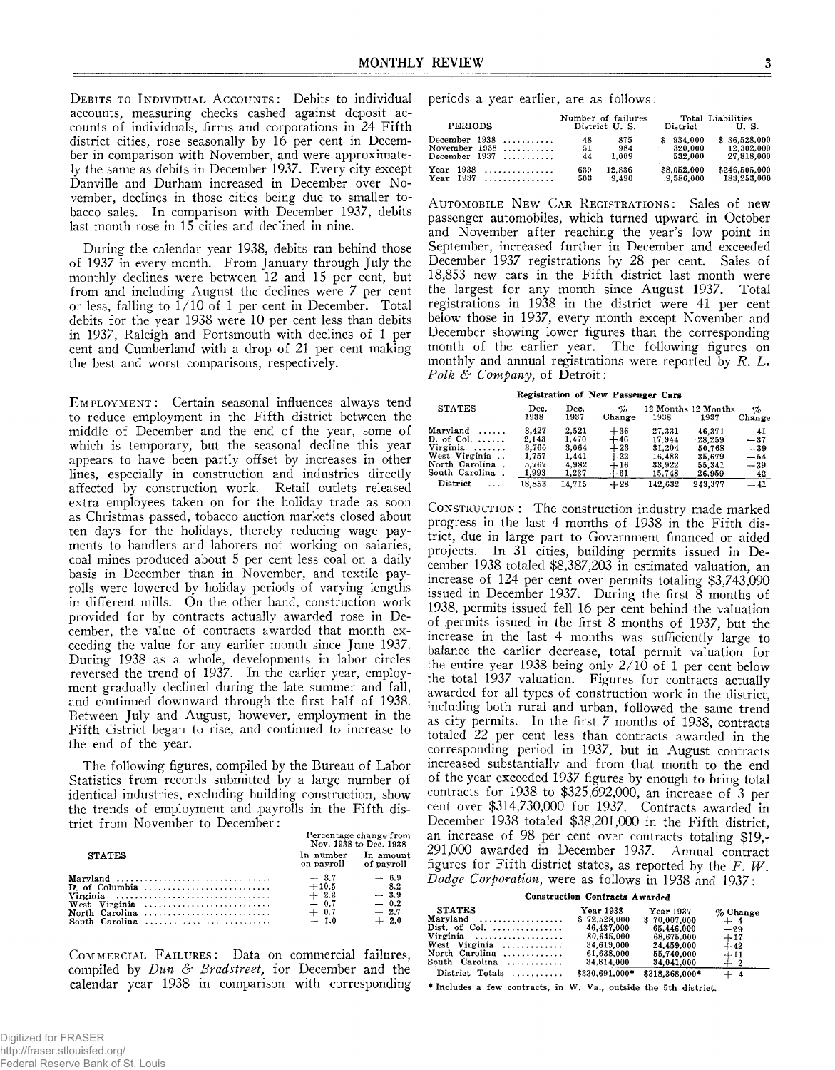DEBITS TO INDIVIDUAL ACCOUNTS: Debits to individual accounts, measuring checks cashed against deposit accounts of individuals, firms and corporations in 24 Fifth district cities, rose seasonally by 16 per cent in December in comparison with November, and were approximately the same as debits in December 1937. Every city except Danville and Durham increased in December over November, declines in those cities being due to smaller tobacco sales. In comparison with December 1937, debits last month rose in 15 cities and declined in nine.

During the calendar year 1938, debits ran behind those of 1937 in every month. From January through July the monthly declines were between 12 and 15 per cent, but from and including August the declines were 7 per cent or less, falling to 1/10 of 1 per cent in December. Total debits for the year 1938 were 10 per cent less than debits in 1937, Raleigh and Portsmouth with declines of 1 per cent and Cumberland with a drop of 21 per cent making the best and worst comparisons, respectively.

EMPLOYMENT: Certain seasonal influences always tend to reduce employment in the Fifth district between the middle of December and the end of the year, some of which is temporary, but the seasonal decline this year appears to have been partly offset by increases in other lines, especially in construction and industries directly affected by construction work. Retail outlets released extra employees taken on for the holiday trade as soon as Christmas passed, tobacco auction markets closed about ten days for the holidays, thereby reducing wage payments to handlers and laborers not working on salaries, coal mines produced about 5 per cent less coal on a daily basis in December than in November, and textile payrolls were lowered by holiday periods of varying lengths in different mills. On the other hand, construction work provided for by contracts actually awarded rose in December, the value of contracts awarded that month exceeding the value for any earlier month since June 1937. During 1938 as a whole, developments in labor circles reversed the trend of 1937. In the earlier year, employment gradually declined during the late summer and fall, and continued downward through the first half of 1938. Between July and August, however, employment in the Fifth district began to rise, and continued to increase to the end of the year.

The following figures, compiled by the Bureau of Labor Statistics from records submitted by a large number of identical industries, excluding building construction, show the trends of employment and payrolls in the Fifth district from November to December:

| STATES | Percentage change from Nov. 1938 to Dec. 1938 | |
|---|---|---|
| | In number on payroll | In amount of payroll |
| Maryland | + 3.7 | + 6.9 |
| D. of Columbia | +10.5 | + 8.2 |
| Virginia | + 2.2 | + 3.9 |
| West Virginia | + 0.7 | − 0.2 |
| North Carolina | + 0.7 | + 2.7 |
| South Carolina | + 1.0 | + 2.0 |

COMMERCIAL FAILURES: Data on commercial failures, compiled by *Dun & Bradstreet*, for December and the calendar year 1938 in comparison with corresponding periods a year earlier, are as follows:

| PERIODS | Number of failures | | Total Liabilities | |
|---|---|---|---|---|
| | District | U. S. | District | U. S. |
| December 1938 | 48 | 875 | $ 934,000 | $ 36,528,000 |
| November 1938 | 51 | 984 | 320,000 | 12,302,000 |
| December 1937 | 44 | 1,009 | 532,000 | 27,818,000 |
| Year 1938 | 639 | 12,836 | $8,052,000 | $246,505,000 |
| Year 1937 | 503 | 9,490 | 9,586,000 | 183,253,000 |

AUTOMOBILE NEW CAR REGISTRATIONS: Sales of new passenger automobiles, which turned upward in October and November after reaching the year's low point in September, increased further in December and exceeded December 1937 registrations by 28 per cent. Sales of 18,853 new cars in the Fifth district last month were the largest for any month since August 1937. Total registrations in 1938 in the district were 41 per cent below those in 1937, every month except November and December showing lower figures than the corresponding month of the earlier year. The following figures on monthly and annual registrations were reported by *R. L. Polk & Company*, of Detroit:

**Registration of New Passenger Cars**

| STATES | Dec. 1938 | Dec. 1937 | % Change | 12 Months 1938 | 12 Months 1937 | % Change |
|---|---|---|---|---|---|---|
| Maryland | 3,427 | 2,521 | +36 | 27,331 | 46,371 | −41 |
| D. of Col. | 2,143 | 1,470 | +46 | 17,944 | 28,259 | −37 |
| Virginia | 3,766 | 3,064 | +23 | 31,204 | 50,768 | −39 |
| West Virginia | 1,757 | 1,441 | +22 | 16,483 | 35,679 | −54 |
| North Carolina | 5,767 | 4,982 | +16 | 33,922 | 55,341 | −39 |
| South Carolina | 1,993 | 1,237 | +61 | 15,748 | 26,959 | −42 |
| District | 18,853 | 14,715 | +28 | 142,632 | 243,377 | −41 |

CONSTRUCTION: The construction industry made marked progress in the last 4 months of 1938 in the Fifth district, due in large part to Government financed or aided projects. In 31 cities, building permits issued in December 1938 totaled $8,387,203 in estimated valuation, an increase of 124 per cent over permits totaling $3,743,090 issued in December 1937. During the first 8 months of 1938, permits issued fell 16 per cent behind the valuation of permits issued in the first 8 months of 1937, but the increase in the last 4 months was sufficiently large to balance the earlier decrease, total permit valuation for the entire year 1938 being only 2/10 of 1 per cent below the total 1937 valuation. Figures for contracts actually awarded for all types of construction work in the district, including both rural and urban, followed the same trend as city permits. In the first 7 months of 1938, contracts totaled 22 per cent less than contracts awarded in the corresponding period in 1937, but in August contracts increased substantially and from that month to the end of the year exceeded 1937 figures by enough to bring total contracts for 1938 to $325,692,000, an increase of 3 per cent over $314,730,000 for 1937. Contracts awarded in December 1938 totaled $38,201,000 in the Fifth district, an increase of 98 per cent over contracts totaling $19,291,000 awarded in December 1937. Annual contract figures for Fifth district states, as reported by the *F. W. Dodge Corporation*, were as follows in 1938 and 1937:

**Construction Contracts Awarded**

| STATES | Year 1938 | Year 1937 | % Change |
|---|---|---|---|
| Maryland | $ 72,528,000 | $ 70,007,000 | + 4 |
| Dist. of Col. | 46,437,000 | 65,446,000 | −29 |
| Virginia | 80,645,000 | 68,675,000 | +17 |
| West Virginia | 34,619,000 | 24,459,000 | +42 |
| North Carolina | 61,638,000 | 55,740,000 | +11 |
| South Carolina | 34,814,000 | 34,041,000 | + 2 |
| District Totals | $330,691,000* | $318,368,000* | + 4 |

\* Includes a few contracts, in W. Va., outside the 5th district.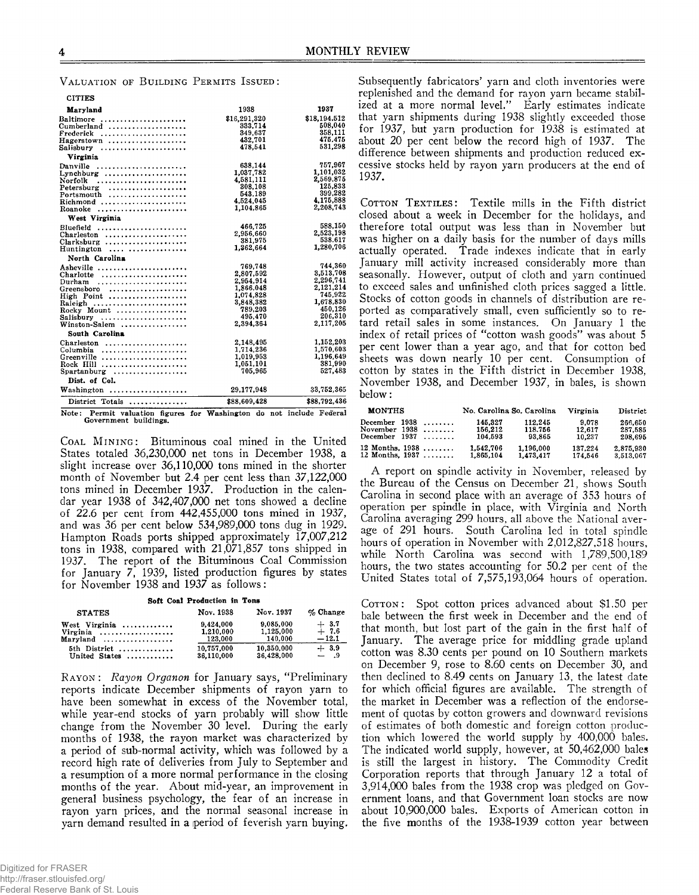VALUATION OF BUILDING PERMITS ISSUED:

| CITIES | 1938 | 1937 |
|---|---|---|
| **Maryland** | | |
| Baltimore | $16,291,320 | $18,194,512 |
| Cumberland | 333,714 | 508,040 |
| Frederick | 349,637 | 358,111 |
| Hagerstown | 432,701 | 475,475 |
| Salisbury | 478,541 | 531,298 |
| **Virginia** | | |
| Danville | 638,144 | 757,967 |
| Lynchburg | 1,037,782 | 1,101,032 |
| Norfolk | 4,581,111 | 2,569,875 |
| Petersburg | 308,108 | 125,833 |
| Portsmouth | 543,189 | 399,282 |
| Richmond | 4,524,045 | 4,175,888 |
| Roanoke | 1,104,865 | 2,208,743 |
| **West Virginia** | | |
| Bluefield | 466,725 | 588,150 |
| Charleston | 2,956,660 | 2,523,198 |
| Clarksburg | 381,975 | 538,617 |
| Huntington | 1,362,664 | 1,280,706 |
| **North Carolina** | | |
| Asheville | 769,748 | 744,360 |
| Charlotte | 2,807,592 | 3,513,708 |
| Durham | 2,954,914 | 2,296,741 |
| Greensboro | 1,866,048 | 2,121,214 |
| High Point | 1,074,828 | 745,922 |
| Raleigh | 3,848,382 | 1,678,830 |
| Rocky Mount | 789,203 | 450,126 |
| Salisbury | 495,470 | 206,310 |
| Winston-Salem | 2,394,364 | 2,117,205 |
| **South Carolina** | | |
| Charleston | 2,148,495 | 1,152,203 |
| Columbia | 1,714,236 | 1,570,603 |
| Greenville | 1,019,953 | 1,196,649 |
| Rock Hill | 1,051,101 | 381,990 |
| Spartanburg | 705,965 | 527,483 |
| **Dist. of Col.** | | |
| Washington | 29,177,048 | 33,752,365 |
| District Totals | $88,609,428 | $88,792,436 |

Note: Permit valuation figures for Washington do not include Federal Government buildings.

COAL MINING: Bituminous coal mined in the United States totaled 36,230,000 net tons in December 1938, a slight increase over 36,110,000 tons mined in the shorter month of November but 2.4 per cent less than 37,122,000 tons mined in December 1937. Production in the calendar year 1938 of 342,407,000 net tons showed a decline of 22.6 per cent from 442,455,000 tons mined in 1937, and was 36 per cent below 534,989,000 tons dug in 1929. Hampton Roads ports shipped approximately 17,007,212 tons in 1938, compared with 21,071,857 tons shipped in 1937. The report of the Bituminous Coal Commission for January 7, 1939, listed production figures by states for November 1938 and 1937 as follows:

Soft Coal Production in Tons

| STATES | Nov. 1938 | Nov. 1937 | % Change |
|---|---|---|---|
| West Virginia | 9,424,000 | 9,085,000 | + 3.7 |
| Virginia | 1,210,000 | 1,125,000 | + 7.6 |
| Maryland | 123,000 | 140,000 | −12.1 |
| 5th District | 10,757,000 | 10,350,000 | + 3.9 |
| United States | 36,110,000 | 36,428,000 | − .9 |

RAYON: *Rayon Organon* for January says, "Preliminary reports indicate December shipments of rayon yarn to have been somewhat in excess of the November total, while year-end stocks of yarn probably will show little change from the November 30 level. During the early months of 1938, the rayon market was characterized by a period of sub-normal activity, which was followed by a record high rate of deliveries from July to September and a resumption of a more normal performance in the closing months of the year. About mid-year, an improvement in general business psychology, the fear of an increase in rayon yarn prices, and the normal seasonal increase in yarn demand resulted in a period of feverish yarn buying. Subsequently fabricators' yarn and cloth inventories were replenished and the demand for rayon yarn became stabilized at a more normal level." Early estimates indicate that yarn shipments during 1938 slightly exceeded those for 1937, but yarn production for 1938 is estimated at about 20 per cent below the record high of 1937. The difference between shipments and production reduced excessive stocks held by rayon yarn producers at the end of 1937.

COTTON TEXTILES: Textile mills in the Fifth district closed about a week in December for the holidays, and therefore total output was less than in November but was higher on a daily basis for the number of days mills actually operated. Trade indexes indicate that in early January mill activity increased considerably more than seasonally. However, output of cloth and yarn continued to exceed sales and unfinished cloth prices sagged a little. Stocks of cotton goods in channels of distribution are reported as comparatively small, even sufficiently so to retard retail sales in some instances. On January 1 the index of retail prices of "cotton wash goods" was about 5 per cent lower than a year ago, and that for cotton bed sheets was down nearly 10 per cent. Consumption of cotton by states in the Fifth district in December 1938, November 1938, and December 1937, in bales, is shown below:

| MONTHS | No. Carolina | So. Carolina | Virginia | District |
|---|---|---|---|---|
| December 1938 | 145,327 | 112,245 | 9,078 | 266,650 |
| November 1938 | 156,212 | 118,756 | 12,617 | 287,585 |
| December 1937 | 104,593 | 93,865 | 10,237 | 208,695 |
| 12 Months, 1938 | 1,542,706 | 1,196,000 | 137,224 | 2,875,930 |
| 12 Months, 1937 | 1,865,104 | 1,473,417 | 174,546 | 3,513,067 |

A report on spindle activity in November, released by the Bureau of the Census on December 21, shows South Carolina in second place with an average of 353 hours of operation per spindle in place, with Virginia and North Carolina averaging 299 hours, all above the National average of 291 hours. South Carolina led in total spindle hours of operation in November with 2,012,827,518 hours, while North Carolina was second with 1,789,500,189 hours, the two states accounting for 50.2 per cent of the United States total of 7,575,193,064 hours of operation.

COTTON: Spot cotton prices advanced about $1.50 per bale between the first week in December and the end of that month, but lost part of the gain in the first half of January. The average price for middling grade upland cotton was 8.30 cents per pound on 10 Southern markets on December 9, rose to 8.60 cents on December 30, and then declined to 8.49 cents on January 13, the latest date for which official figures are available. The strength of the market in December was a reflection of the endorsement of quotas by cotton growers and downward revisions of estimates of both domestic and foreign cotton production which lowered the world supply by 400,000 bales. The indicated world supply, however, at 50,462,000 bales is still the largest in history. The Commodity Credit Corporation reports that through January 12 a total of 3,914,000 bales from the 1938 crop was pledged on Government loans, and that Government loan stocks are now about 10,900,000 bales. Exports of American cotton in the five months of the 1938-1939 cotton year between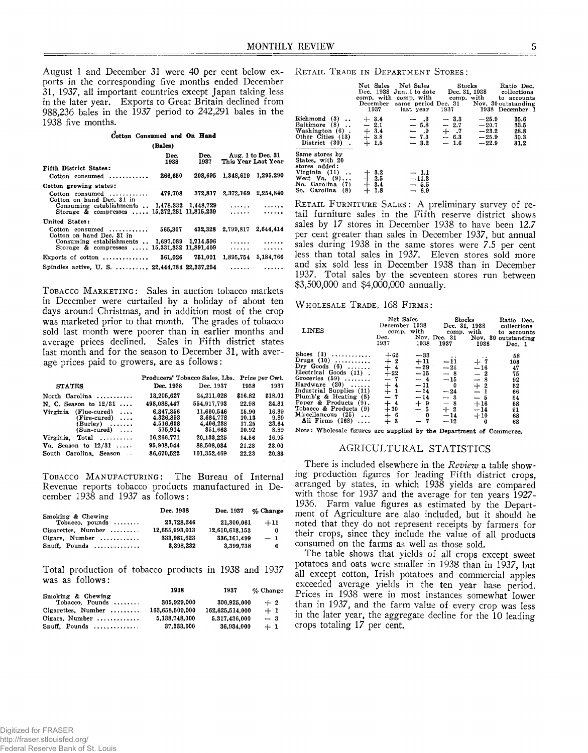August 1 and December 31 were 40 per cent below exports in the corresponding five months ended December 31, 1937, all important countries except Japan taking less in the later year. Exports to Great Britain declined from 988,236 bales in the 1937 period to 242,291 bales in the 1938 five months.

**Cotton Consumed and On Hand**

(Bales)

| | Dec. 1938 | Dec. 1937 | Aug. 1 to Dec. 31 This Year | Last Year |
|---|---|---|---|---|
| **Fifth District States:** | | | | |
| Cotton consumed | 266,650 | 208,695 | 1,348,619 | 1,295,290 |
| **Cotton growing states:** | | | | |
| Cotton consumed | 479,708 | 372,817 | 2,372,169 | 2,254,840 |
| Cotton on hand Dec. 31 in | | | | |
| Consuming establishments | 1,478,332 | 1,448,729 | ...... | ...... |
| Storage & compresses | 15,272,281 | 11,815,239 | ...... | ...... |
| **United States:** | | | | |
| Cotton consumed | 565,307 | 432,328 | 2,799,817 | 2,644,414 |
| Cotton on hand Dec. 31 in | | | | |
| Consuming establishments | 1,697,089 | 1,714,596 | ...... | ...... |
| Storage & compresses | 15,331,332 | 11,891,409 | ...... | ...... |
| Exports of cotton | 361,026 | 751,001 | 1,895,754 | 3,184,766 |
| Spindles active, U. S. | 22,444,784 | 22,337,254 | ...... | ...... |

Tobacco Marketing: Sales in auction tobacco markets in December were curtailed by a holiday of about ten days around Christmas, and in addition most of the crop was marketed prior to that month. The grades of tobacco sold last month were poorer than in earlier months and average prices declined. Sales in Fifth district states last month and for the season to December 31, with average prices paid to growers, are as follows:

| STATES | Producers' Tobacco Sales, Lbs. Dec. 1938 | Dec. 1937 | Price per Cwt. 1938 | 1937 |
|---|---|---|---|---|
| North Carolina | 13,205,627 | 24,211,028 | $16.82 | $18.01 |
| N. C. Season to 12/31 | 498,088,447 | 554,917,793 | 22.98 | 24.81 |
| Virginia (Flue-cured) | 6,847,356 | 11,690,546 | 15.90 | 16.89 |
| (Fire-cured) | 4,326,893 | 3,684,778 | 10.13 | 9.89 |
| (Burley) | 4,516,608 | 4,406,238 | 17.25 | 23.64 |
| (Sun-cured) | 575,914 | 351,663 | 10.92 | 8.89 |
| Virginia, Total | 16,266,771 | 20,133,225 | 14.56 | 16.95 |
| Va. Season to 12/31 | 95,908,044 | 88,508,034 | 21.28 | 23.00 |
| South Carolina, Season | 86,670,522 | 101,352,469 | 22.23 | 20.83 |

Tobacco Manufacturing: The Bureau of Internal Revenue reports tobacco products manufactured in December 1938 and 1937 as follows:

| | Dec. 1938 | Dec. 1937 | % Change |
|---|---|---|---|
| Smoking & Chewing Tobacco, pounds | 23,728,246 | 21,300,061 | +11 |
| Cigarettes, Number | 12,655,993,013 | 12,610,618,153 | 0 |
| Cigars, Number | 333,981,623 | 336,161,499 | − 1 |
| Snuff, Pounds | 3,398,232 | 3,399,738 | 0 |

Total production of tobacco products in 1938 and 1937 was as follows:

| | 1938 | 1937 | % Change |
|---|---|---|---|
| Smoking & Chewing Tobacco, Pounds | 305,929,000 | 300,925,000 | + 2 |
| Cigarettes, Number | 163,658,509,000 | 162,625,514,000 | + 1 |
| Cigars, Number | 5,138,748,000 | 5,317,436,000 | − 3 |
| Snuff, Pounds | 37,333,000 | 36,934,000 | + 1 |

Retail Trade in Department Stores:

| | Net Sales Dec. 1938 comp. with December 1937 | Net Sales Jan. 1 to date comp. with same period last year | Stocks Dec. 31, 1938 comp. with Dec. 31 1937 | Stocks Dec. 31, 1938 comp. with Nov. 30 1938 | Ratio Dec. collections to accounts outstanding December 1 |
|---|---|---|---|---|---|
| Richmond (3) | + 3.4 | − .3 | − 3.3 | −25.9 | 35.6 |
| Baltimore (8) | − 2.1 | − 5.8 | − 2.7 | −20.7 | 33.5 |
| Washington (6) | + 3.4 | − .9 | + .7 | −23.2 | 28.8 |
| Other Cities (13) | + 3.8 | − 7.3 | − 6.3 | −25.9 | 30.3 |
| District (30) | + 1.5 | − 3.2 | − 1.6 | −22.9 | 31.2 |
| Same stores by States, with 20 stores added: | | | | | |
| Virginia (11) | + 3.2 | − 1.1 | | | |
| West Va. (9) | + 2.5 | −11.3 | | | |
| No. Carolina (7) | + 3.4 | − 5.5 | | | |
| So. Carolina (8) | + 1.8 | − 6.9 | | | |

Retail Furniture Sales: A preliminary survey of retail furniture sales in the Fifth reserve district shows sales by 17 stores in December 1938 to have been 12.7 per cent greater than sales in December 1937, but annual sales during 1938 in the same stores were 7.5 per cent less than total sales in 1937. Eleven stores sold more and six sold less in December 1938 than in December 1937. Total sales by the seventeen stores run between $3,500,000 and $4,000,000 annually.

Wholesale Trade, 168 Firms:

| LINES | Net Sales December 1938 comp. with Dec. 1937 | Net Sales December 1938 comp. with Nov. 1938 | Stocks Dec. 31, 1938 comp. with Dec. 31 1937 | Stocks Dec. 31, 1938 comp. with Nov. 30 1938 | Ratio Dec. collections to accounts outstanding Dec. 1 |
|---|---|---|---|---|---|
| Shoes (3) | +62 | −33 | .. | .. | 58 |
| Drugs (10) | + 2 | +11 | −11 | + 7 | 108 |
| Dry Goods (6) | + 4 | −29 | −26 | −16 | 47 |
| Electrical Goods (11) | +22 | −15 | − 8 | − 2 | 75 |
| Groceries (59) | − 7 | − 4 | −15 | − 8 | 92 |
| Hardware (20) | + 4 | −11 | 0 | + 2 | 52 |
| Industrial Supplies (11) | + 1 | −14 | −24 | − 1 | 66 |
| Plumb'g & Heating (5) | − 7 | −14 | − 3 | − 5 | 54 |
| Paper & Products (9) | + 4 | + 9 | − 8 | +16 | 58 |
| Tobacco & Products (9) | +10 | − 5 | + 2 | −14 | 91 |
| Miscellaneous (25) | + 6 | 0 | −14 | +10 | 68 |
| All Firms (168) | + 3 | − 7 | −12 | 0 | 68 |

Note: Wholesale figures are supplied by the Department of Commerce.

## AGRICULTURAL STATISTICS

There is included elsewhere in the *Review* a table showing production figures for leading Fifth district crops, arranged by states, in which 1938 yields are compared with those for 1937 and the average for ten years 1927-1936. Farm value figures as estimated by the Department of Agriculture are also included, but it should be noted that they do not represent receipts by farmers for their crops, since they include the value of all products consumed on the farms as well as those sold.

The table shows that yields of all crops except sweet potatoes and oats were smaller in 1938 than in 1937, but all except cotton, Irish potatoes and commercial apples exceeded average yields in the ten year base period. Prices in 1938 were in most instances somewhat lower than in 1937, and the farm value of every crop was less in the later year, the aggregate decline for the 10 leading crops totaling 17 per cent.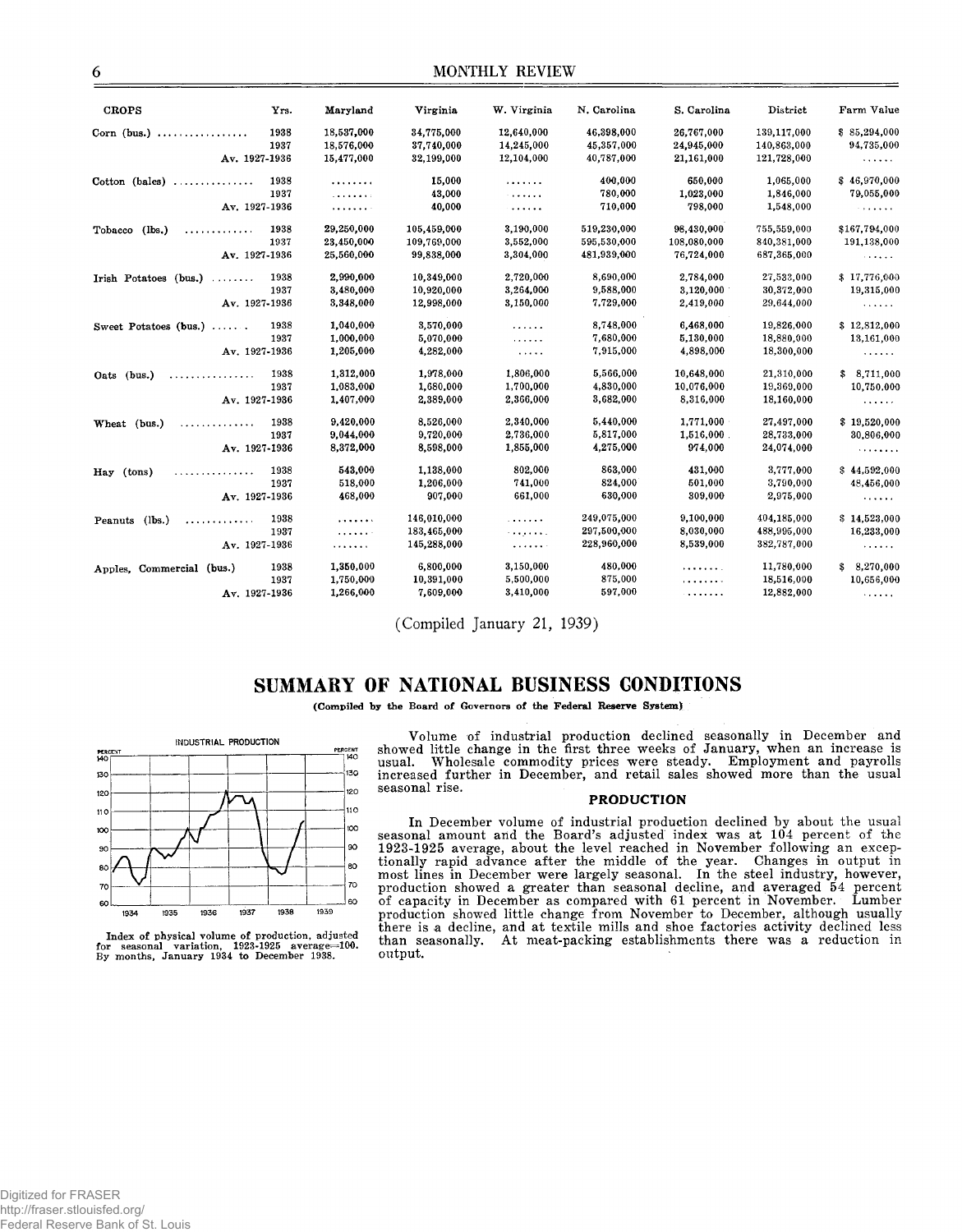| CROPS | Yrs. | Maryland | Virginia | W. Virginia | N. Carolina | S. Carolina | District | Farm Value |
|---|---|---|---|---|---|---|---|---|
| Corn (bus.) | 1938 | 18,537,000 | 34,775,000 | 12,640,000 | 46,398,000 | 26,767,000 | 139,117,000 | $ 85,294,000 |
| | 1937 | 18,576,000 | 37,740,000 | 14,245,000 | 45,357,000 | 24,945,000 | 140,863,000 | 94,735,000 |
| | Av. 1927-1936 | 15,477,000 | 32,199,000 | 12,104,000 | 40,787,000 | 21,161,000 | 121,728,000 | ...... |
| Cotton (bales) | 1938 | ........ | 15,000 | ....... | 400,000 | 650,000 | 1,065,000 | $ 46,970,000 |
| | 1937 | ........ | 43,000 | ...... | 780,000 | 1,023,000 | 1,846,000 | 79,055,000 |
| | Av. 1927-1936 | ........ | 40,000 | ...... | 710,000 | 798,000 | 1,548,000 | ...... |
| Tobacco (lbs.) | 1938 | 29,250,000 | 105,459,000 | 3,190,000 | 519,230,000 | 98,430,000 | 755,559,000 | $167,794,000 |
| | 1937 | 23,450,000 | 109,769,000 | 3,552,000 | 595,530,000 | 108,080,000 | 840,381,000 | 191,138,000 |
| | Av. 1927-1936 | 25,560,000 | 99,838,000 | 3,304,000 | 481,939,000 | 76,724,000 | 687,365,000 | ...... |
| Irish Potatoes (bus.) | 1938 | 2,990,000 | 10,349,000 | 2,720,000 | 8,690,000 | 2,784,000 | 27,533,000 | $ 17,776,000 |
| | 1937 | 3,480,000 | 10,920,000 | 3,264,000 | 9,588,000 | 3,120,000 | 30,372,000 | 19,315,000 |
| | Av. 1927-1936 | 3,348,000 | 12,998,000 | 3,150,000 | 7,729,000 | 2,419,000 | 29,644,000 | ...... |
| Sweet Potatoes (bus.) | 1938 | 1,040,000 | 3,570,000 | ...... | 8,748,000 | 6,468,000 | 19,826,000 | $ 12,812,000 |
| | 1937 | 1,000,000 | 5,070,000 | ...... | 7,680,000 | 5,130,000 | 18,880,000 | 13,161,000 |
| | Av. 1927-1936 | 1,205,000 | 4,282,000 | ..... | 7,915,000 | 4,898,000 | 18,300,000 | ...... |
| Oats (bus.) | 1938 | 1,312,000 | 1,978,000 | 1,806,000 | 5,566,000 | 10,648,000 | 21,310,000 | $ 8,711,000 |
| | 1937 | 1,083,000 | 1,680,000 | 1,700,000 | 4,830,000 | 10,076,000 | 19,369,000 | 10,750,000 |
| | Av. 1927-1936 | 1,407,000 | 2,389,000 | 2,366,000 | 3,682,000 | 8,316,000 | 18,160,000 | ...... |
| Wheat (bus.) | 1938 | 9,420,000 | 8,526,000 | 2,340,000 | 5,440,000 | 1,771,000 | 27,497,000 | $ 19,520,000 |
| | 1937 | 9,044,000 | 9,720,000 | 2,736,000 | 5,817,000 | 1,516,000 | 28,733,000 | 30,806,000 |
| | Av. 1927-1936 | 8,372,000 | 8,598,000 | 1,855,000 | 4,275,000 | 974,000 | 24,074,000 | ........ |
| Hay (tons) | 1938 | 543,000 | 1,138,000 | 802,000 | 863,000 | 431,000 | 3,777,000 | $ 44,592,000 |
| | 1937 | 518,000 | 1,206,000 | 741,000 | 824,000 | 501,000 | 3,790,000 | 48,456,000 |
| | Av. 1927-1936 | 468,000 | 907,000 | 661,000 | 630,000 | 309,000 | 2,975,000 | ...... |
| Peanuts (lbs.) | 1938 | ....... | 146,010,000 | ....... | 249,075,000 | 9,100,000 | 404,185,000 | $ 14,523,000 |
| | 1937 | ....... | 183,465,000 | ....... | 297,500,000 | 8,030,000 | 488,995,000 | 16,233,000 |
| | Av. 1927-1936 | ....... | 145,288,000 | ....... | 228,960,000 | 8,539,000 | 382,787,000 | ...... |
| Apples, Commercial (bus.) | 1938 | 1,350,000 | 6,800,000 | 3,150,000 | 480,000 | ....... | 11,780,000 | $ 8,270,000 |
| | 1937 | 1,750,000 | 10,391,000 | 5,500,000 | 875,000 | ....... | 18,516,000 | 10,656,000 |
| | Av. 1927-1936 | 1,266,000 | 7,609,000 | 3,410,000 | 597,000 | ....... | 12,882,000 | ...... |

(Compiled January 21, 1939)

# SUMMARY OF NATIONAL BUSINESS CONDITIONS

**(Compiled by the Board of Governors of the Federal Reserve System)**

INDUSTRIAL PRODUCTION

Index of physical volume of production, adjusted for seasonal variation, 1923-1925 average=100. By months, January 1934 to December 1938.

Volume of industrial production declined seasonally in December and showed little change in the first three weeks of January, when an increase is usual. Wholesale commodity prices were steady. Employment and payrolls increased further in December, and retail sales showed more than the usual seasonal rise.

### PRODUCTION

In December volume of industrial production declined by about the usual seasonal amount and the Board's adjusted index was at 104 percent of the 1923-1925 average, about the level reached in November following an exceptionally rapid advance after the middle of the year. Changes in output in most lines in December were largely seasonal. In the steel industry, however, production showed a greater than seasonal decline, and averaged 54 percent of capacity in December as compared with 61 percent in November. Lumber production showed little change from November to December, although usually there is a decline, and at textile mills and shoe factories activity declined less than seasonally. At meat-packing establishments there was a reduction in output.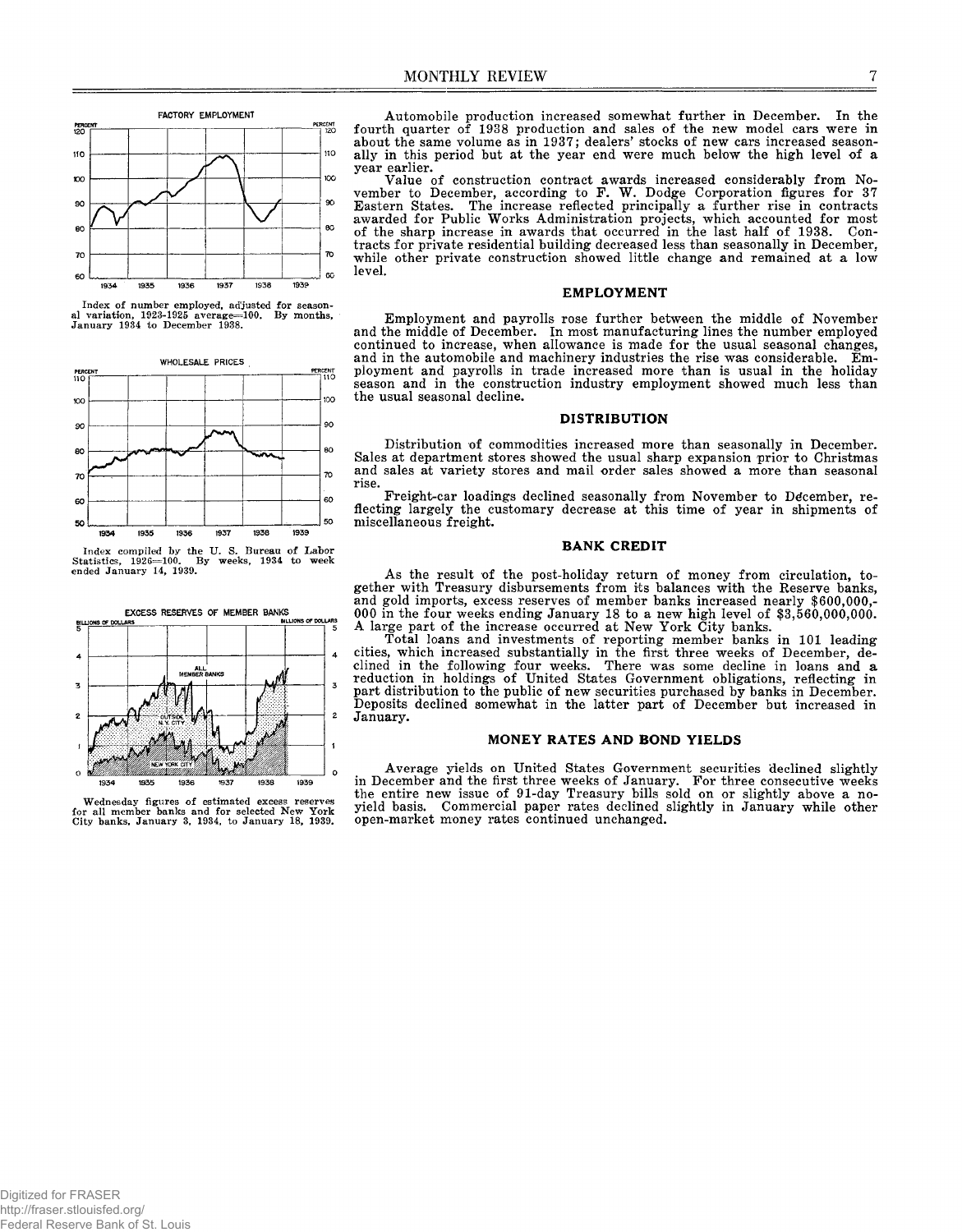FACTORY EMPLOYMENT

PERCENT 120 110 100 90 80 70 60

1934 1935 1936 1937 1938 1939

Index of number employed, adjusted for seasonal variation, 1923-1925 average=100. By months, January 1934 to December 1938.

WHOLESALE PRICES

PERCENT 110 100 90 80 70 60 50

1934 1935 1936 1937 1938 1939

Index compiled by the U. S. Bureau of Labor Statistics, 1926=100. By weeks, 1934 to week ended January 14, 1939.

EXCESS RESERVES OF MEMBER BANKS

BILLIONS OF DOLLARS 5 4 3 2 1 0

ALL MEMBER BANKS

OUTSIDE N.Y. CITY

NEW YORK CITY

1934 1935 1936 1937 1938 1939

Wednesday figures of estimated excess reserves for all member banks and for selected New York City banks, January 3, 1934, to January 18, 1939.

Automobile production increased somewhat further in December. In the fourth quarter of 1938 production and sales of the new model cars were in about the same volume as in 1937; dealers' stocks of new cars increased seasonally in this period but at the year end were much below the high level of a year earlier.

Value of construction contract awards increased considerably from November to December, according to F. W. Dodge Corporation figures for 37 Eastern States. The increase reflected principally a further rise in contracts awarded for Public Works Administration projects, which accounted for most of the sharp increase in awards that occurred in the last half of 1938. Contracts for private residential building decreased less than seasonally in December, while other private construction showed little change and remained at a low level.

## EMPLOYMENT

Employment and payrolls rose further between the middle of November and the middle of December. In most manufacturing lines the number employed continued to increase, when allowance is made for the usual seasonal changes, and in the automobile and machinery industries the rise was considerable. Employment and payrolls in trade increased more than is usual in the holiday season and in the construction industry employment showed much less than the usual seasonal decline.

## DISTRIBUTION

Distribution of commodities increased more than seasonally in December. Sales at department stores showed the usual sharp expansion prior to Christmas and sales at variety stores and mail order sales showed a more than seasonal rise.

Freight-car loadings declined seasonally from November to December, reflecting largely the customary decrease at this time of year in shipments of miscellaneous freight.

## BANK CREDIT

As the result of the post-holiday return of money from circulation, together with Treasury disbursements from its balances with the Reserve banks, and gold imports, excess reserves of member banks increased nearly $600,000,000 in the four weeks ending January 18 to a new high level of $3,560,000,000. A large part of the increase occurred at New York City banks.

Total loans and investments of reporting member banks in 101 leading cities, which increased substantially in the first three weeks of December, declined in the following four weeks. There was some decline in loans and a reduction in holdings of United States Government obligations, reflecting in part distribution to the public of new securities purchased by banks in December. Deposits declined somewhat in the latter part of December but increased in January.

## MONEY RATES AND BOND YIELDS

Average yields on United States Government securities declined slightly in December and the first three weeks of January. For three consecutive weeks the entire new issue of 91-day Treasury bills sold on or slightly above a no-yield basis. Commercial paper rates declined slightly in January while other open-market money rates continued unchanged.